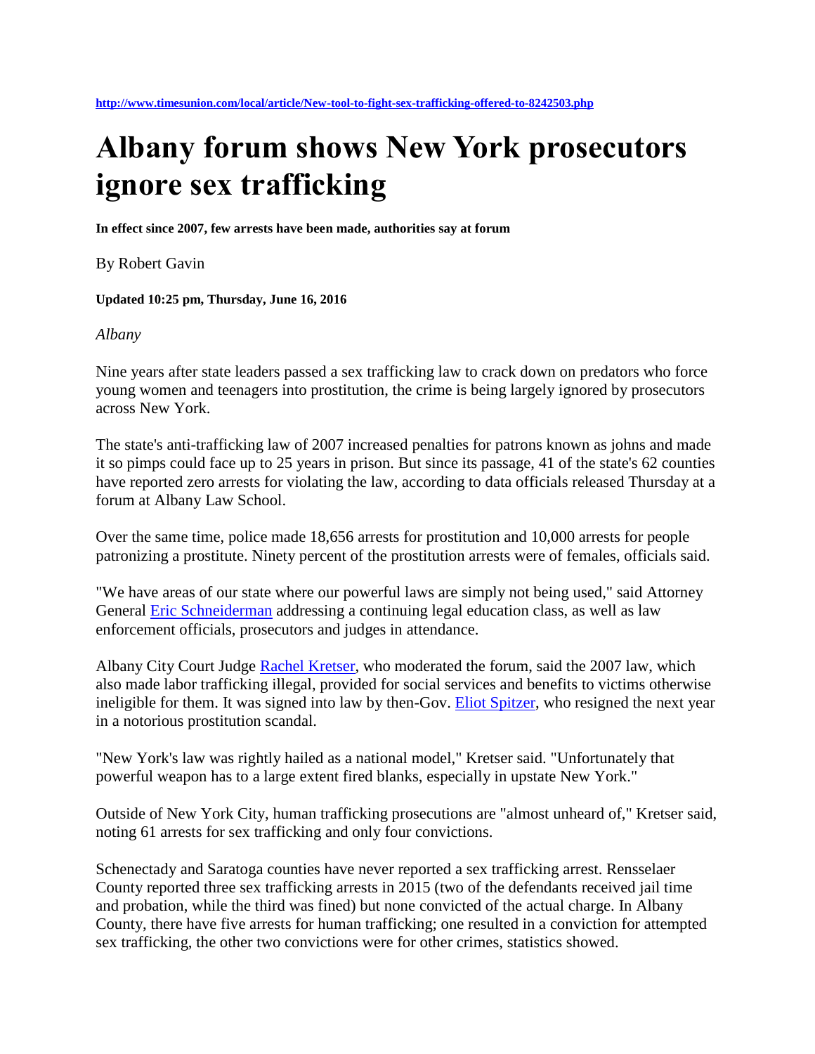http://www.timesunion.com/local/article/New-tool-to-fight-sex-trafficking-offered-to-8242503.php

# Albany forum shows New York prosecutors ignore sex trafficking

**In effect since 2007, few arrests have been made, authorities say at forum**

By Robert Gavin

**Updated 10:25 pm, Thursday, June 16, 2016**

*Albany*

Nine years after state leaders passed a sex trafficking law to crack down on predators who force young women and teenagers into prostitution, the crime is being largely ignored by prosecutors across New York.

The state's anti-trafficking law of 2007 increased penalties for patrons known as johns and made it so pimps could face up to 25 years in prison. But since its passage, 41 of the state's 62 counties have reported zero arrests for violating the law, according to data officials released Thursday at a forum at Albany Law School.

Over the same time, police made 18,656 arrests for prostitution and 10,000 arrests for people patronizing a prostitute. Ninety percent of the prostitution arrests were of females, officials said.

"We have areas of our state where our powerful laws are simply not being used," said Attorney General Eric Schneiderman addressing a continuing legal education class, as well as law enforcement officials, prosecutors and judges in attendance.

Albany City Court Judge Rachel Kretser, who moderated the forum, said the 2007 law, which also made labor trafficking illegal, provided for social services and benefits to victims otherwise ineligible for them. It was signed into law by then-Gov. Eliot Spitzer, who resigned the next year in a notorious prostitution scandal.

"New York's law was rightly hailed as a national model," Kretser said. "Unfortunately that powerful weapon has to a large extent fired blanks, especially in upstate New York."

Outside of New York City, human trafficking prosecutions are "almost unheard of," Kretser said, noting 61 arrests for sex trafficking and only four convictions.

Schenectady and Saratoga counties have never reported a sex trafficking arrest. Rensselaer County reported three sex trafficking arrests in 2015 (two of the defendants received jail time and probation, while the third was fined) but none convicted of the actual charge. In Albany County, there have five arrests for human trafficking; one resulted in a conviction for attempted sex trafficking, the other two convictions were for other crimes, statistics showed.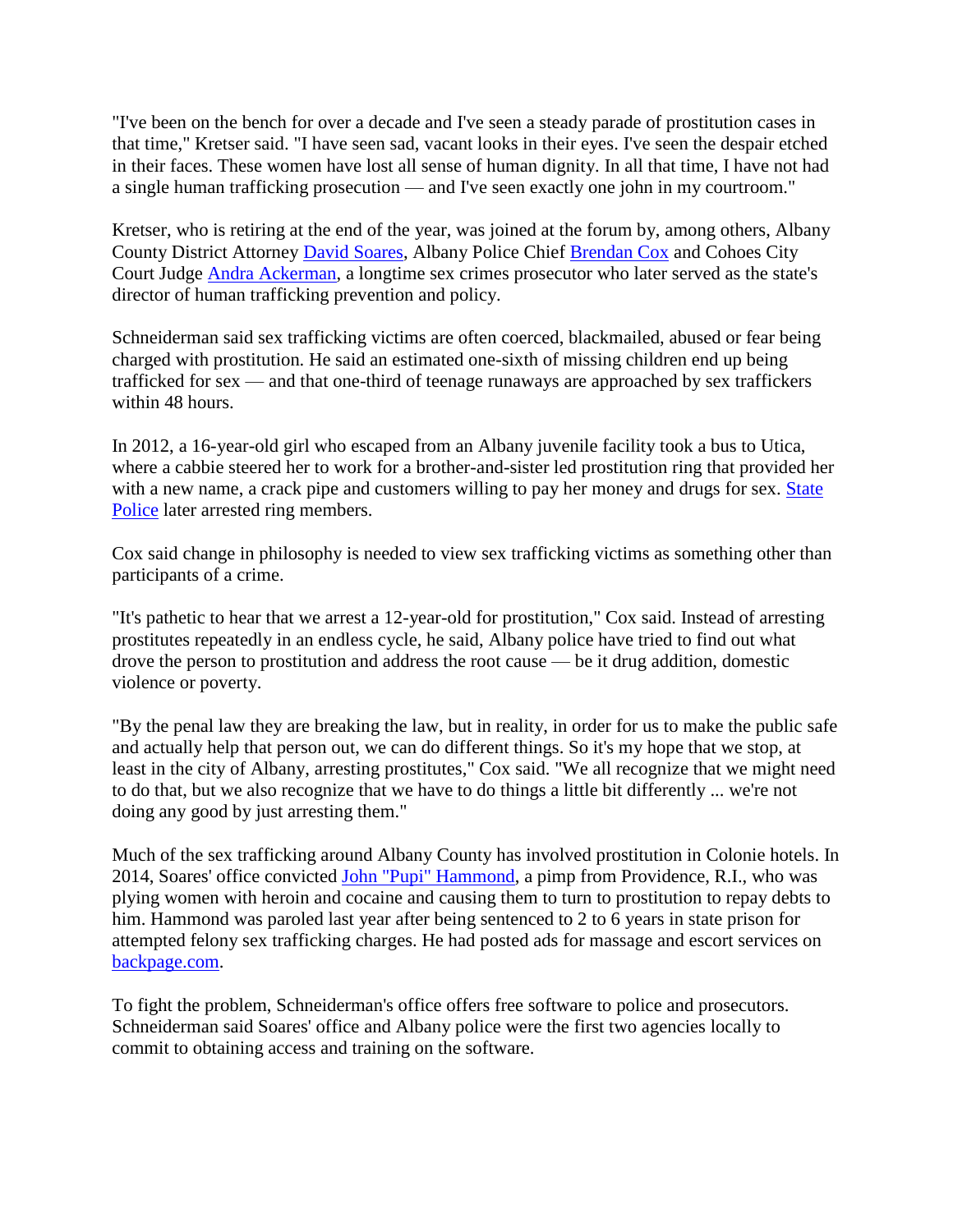"I've been on the bench for over a decade and I've seen a steady parade of prostitution cases in that time," Kretser said. "I have seen sad, vacant looks in their eyes. I've seen the despair etched in their faces. These women have lost all sense of human dignity. In all that time, I have not had a single human trafficking prosecution — and I've seen exactly one john in my courtroom."

Kretser, who is retiring at the end of the year, was joined at the forum by, among others, Albany County District Attorney David Soares, Albany Police Chief Brendan Cox and Cohoes City Court Judge Andra Ackerman, a longtime sex crimes prosecutor who later served as the state's director of human trafficking prevention and policy.

Schneiderman said sex trafficking victims are often coerced, blackmailed, abused or fear being charged with prostitution. He said an estimated one-sixth of missing children end up being trafficked for sex — and that one-third of teenage runaways are approached by sex traffickers within 48 hours.

In 2012, a 16-year-old girl who escaped from an Albany juvenile facility took a bus to Utica, where a cabbie steered her to work for a brother-and-sister led prostitution ring that provided her with a new name, a crack pipe and customers willing to pay her money and drugs for sex. State Police later arrested ring members.

Cox said change in philosophy is needed to view sex trafficking victims as something other than participants of a crime.

"It's pathetic to hear that we arrest a 12-year-old for prostitution," Cox said. Instead of arresting prostitutes repeatedly in an endless cycle, he said, Albany police have tried to find out what drove the person to prostitution and address the root cause — be it drug addition, domestic violence or poverty.

"By the penal law they are breaking the law, but in reality, in order for us to make the public safe and actually help that person out, we can do different things. So it's my hope that we stop, at least in the city of Albany, arresting prostitutes," Cox said. "We all recognize that we might need to do that, but we also recognize that we have to do things a little bit differently ... we're not doing any good by just arresting them."

Much of the sex trafficking around Albany County has involved prostitution in Colonie hotels. In 2014, Soares' office convicted John "Pupi" Hammond, a pimp from Providence, R.I., who was plying women with heroin and cocaine and causing them to turn to prostitution to repay debts to him. Hammond was paroled last year after being sentenced to 2 to 6 years in state prison for attempted felony sex trafficking charges. He had posted ads for massage and escort services on backpage.com.

To fight the problem, Schneiderman's office offers free software to police and prosecutors. Schneiderman said Soares' office and Albany police were the first two agencies locally to commit to obtaining access and training on the software.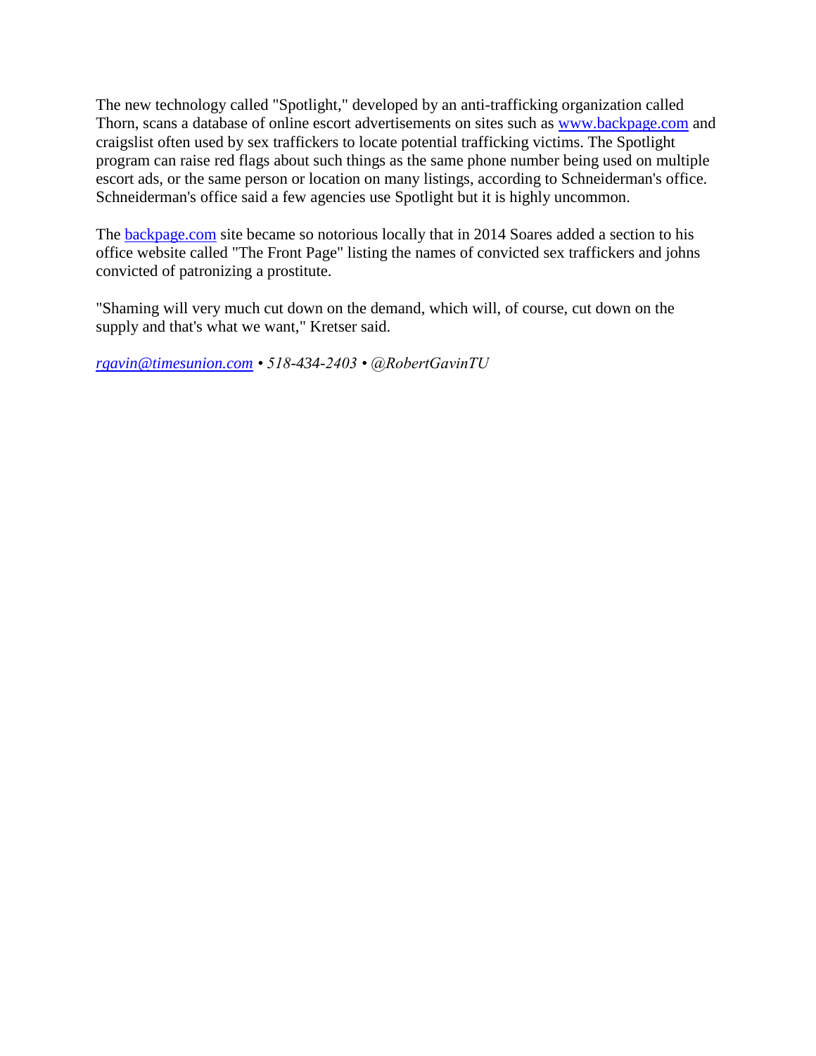The new technology called "Spotlight," developed by an anti-trafficking organization called Thorn, scans a database of online escort advertisements on sites such as [www.backpage.com](http://www.backpage.com) and craigslist often used by sex traffickers to locate potential trafficking victims. The Spotlight program can raise red flags about such things as the same phone number being used on multiple escort ads, or the same person or location on many listings, according to Schneiderman's office. Schneiderman's office said a few agencies use Spotlight but it is highly uncommon.

The [backpage.com](http://backpage.com) site became so notorious locally that in 2014 Soares added a section to his office website called "The Front Page" listing the names of convicted sex traffickers and johns convicted of patronizing a prostitute.

"Shaming will very much cut down on the demand, which will, of course, cut down on the supply and that's what we want," Kretser said.

*[rgavin@timesunion.com](mailto:rgavin@timesunion.com) • 518-434-2403 • @RobertGavinTU*